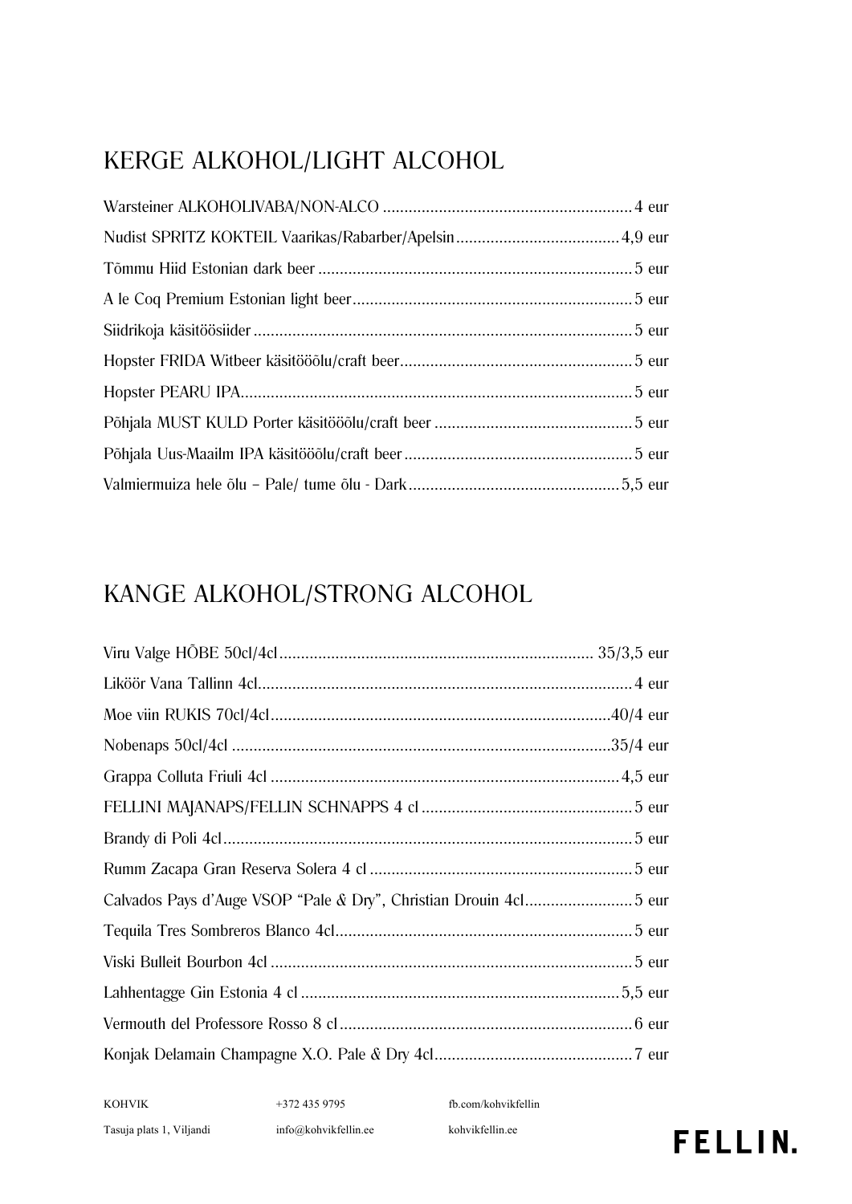## KERGE ALKOHOL/LIGHT ALCOHOL

Warsteiner ALKOHOLIVABA/NON-ALCO .......... 4 eur

Nudist SPRITZ KOKTEIL Vaarikas/Rabarber/Apelsin .......... 4,9 eur

Tõmmu Hiid Estonian dark beer .......... 5 eur

A le Coq Premium Estonian light beer .......... 5 eur

Siidrikoja käsitöösiider .......... 5 eur

Hopster FRIDA Witbeer käsitööõlu/craft beer .......... 5 eur

Hopster PEARU IPA .......... 5 eur

Põhjala MUST KULD Porter käsitööõlu/craft beer .......... 5 eur

Põhjala Uus-Maailm IPA käsitööõlu/craft beer .......... 5 eur

Valmiermuiza hele õlu – Pale/ tume õlu - Dark .......... 5,5 eur

## KANGE ALKOHOL/STRONG ALCOHOL

Viru Valge HÕBE 50cl/4cl .......... 35/3,5 eur

Liköör Vana Tallinn 4cl .......... 4 eur

Moe viin RUKIS 70cl/4cl .......... 40/4 eur

Nobenaps 50cl/4cl .......... 35/4 eur

Grappa Colluta Friuli 4cl .......... 4,5 eur

FELLINI MAJANAPS/FELLIN SCHNAPPS 4 cl .......... 5 eur

Brandy di Poli 4cl .......... 5 eur

Rumm Zacapa Gran Reserva Solera 4 cl .......... 5 eur

Calvados Pays d'Auge VSOP "Pale & Dry", Christian Drouin 4cl .......... 5 eur

Tequila Tres Sombreros Blanco 4cl .......... 5 eur

Viski Bulleit Bourbon 4cl .......... 5 eur

Lahhentagge Gin Estonia 4 cl .......... 5,5 eur

Vermouth del Professore Rosso 8 cl .......... 6 eur

Konjak Delamain Champagne X.O. Pale & Dry 4cl .......... 7 eur

KOHVIK
Tasuja plats 1, Viljandi

+372 435 9795
info@kohvikfellin.ee

fb.com/kohvikfellin
kohvikfellin.ee

**FELLIN.**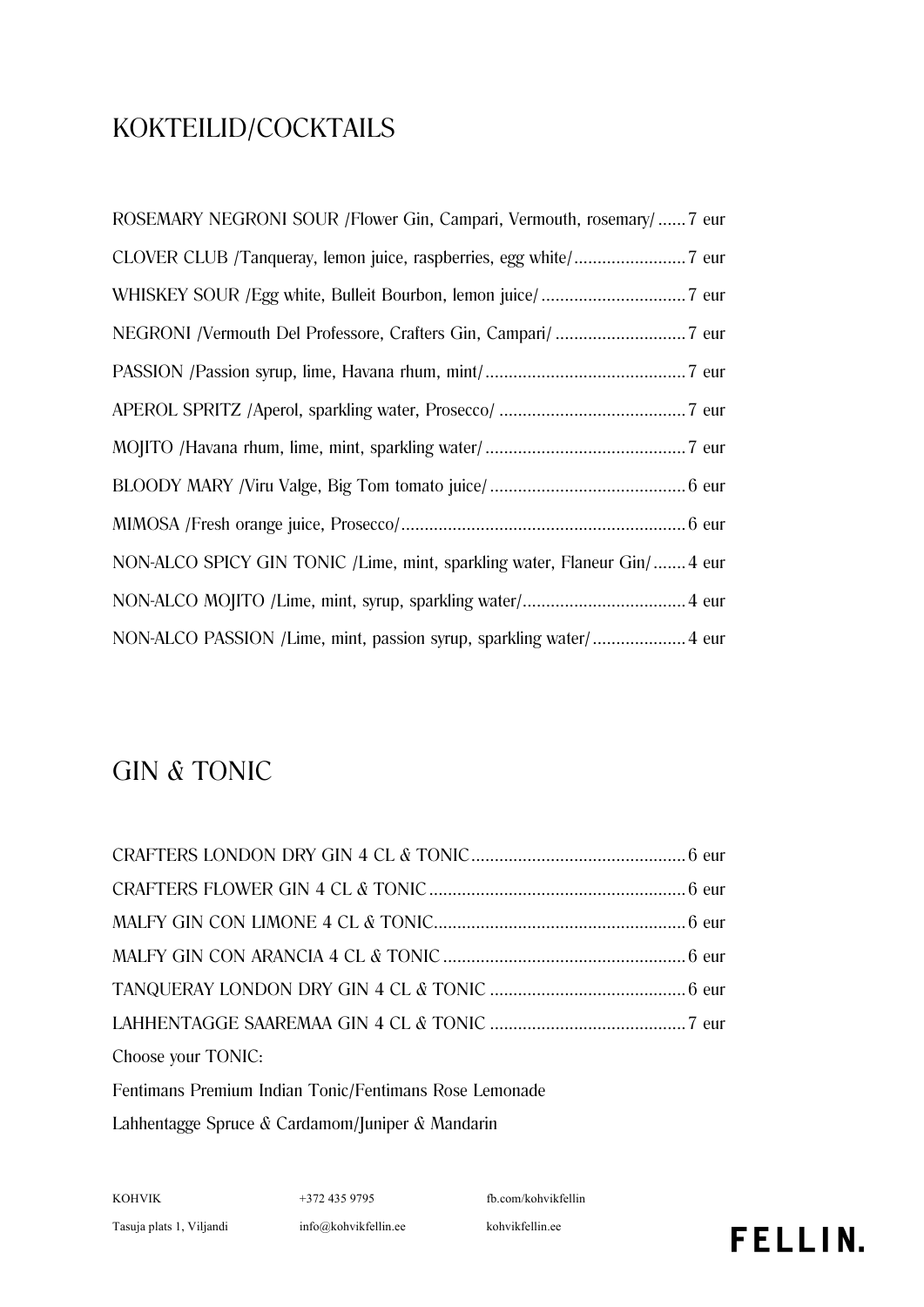## KOKTEILID/COCKTAILS

ROSEMARY NEGRONI SOUR /Flower Gin, Campari, Vermouth, rosemary/ ...... 7 eur

CLOVER CLUB /Tanqueray, lemon juice, raspberries, egg white/ ...... 7 eur

WHISKEY SOUR /Egg white, Bulleit Bourbon, lemon juice/ ...... 7 eur

NEGRONI /Vermouth Del Professore, Crafters Gin, Campari/ ...... 7 eur

PASSION /Passion syrup, lime, Havana rhum, mint/ ...... 7 eur

APEROL SPRITZ /Aperol, sparkling water, Prosecco/ ...... 7 eur

MOJITO /Havana rhum, lime, mint, sparkling water/ ...... 7 eur

BLOODY MARY /Viru Valge, Big Tom tomato juice/ ...... 6 eur

MIMOSA /Fresh orange juice, Prosecco/ ...... 6 eur

NON-ALCO SPICY GIN TONIC /Lime, mint, sparkling water, Flaneur Gin/ ...... 4 eur

NON-ALCO MOJITO /Lime, mint, syrup, sparkling water/ ...... 4 eur

NON-ALCO PASSION /Lime, mint, passion syrup, sparkling water/ ...... 4 eur

## GIN & TONIC

CRAFTERS LONDON DRY GIN 4 CL & TONIC ...... 6 eur

CRAFTERS FLOWER GIN 4 CL & TONIC ...... 6 eur

MALFY GIN CON LIMONE 4 CL & TONIC ...... 6 eur

MALFY GIN CON ARANCIA 4 CL & TONIC ...... 6 eur

TANQUERAY LONDON DRY GIN 4 CL & TONIC ...... 6 eur

LAHHENTAGGE SAAREMAA GIN 4 CL & TONIC ...... 7 eur

Choose your TONIC:

Fentimans Premium Indian Tonic/Fentimans Rose Lemonade

Lahhentagge Spruce & Cardamom/Juniper & Mandarin